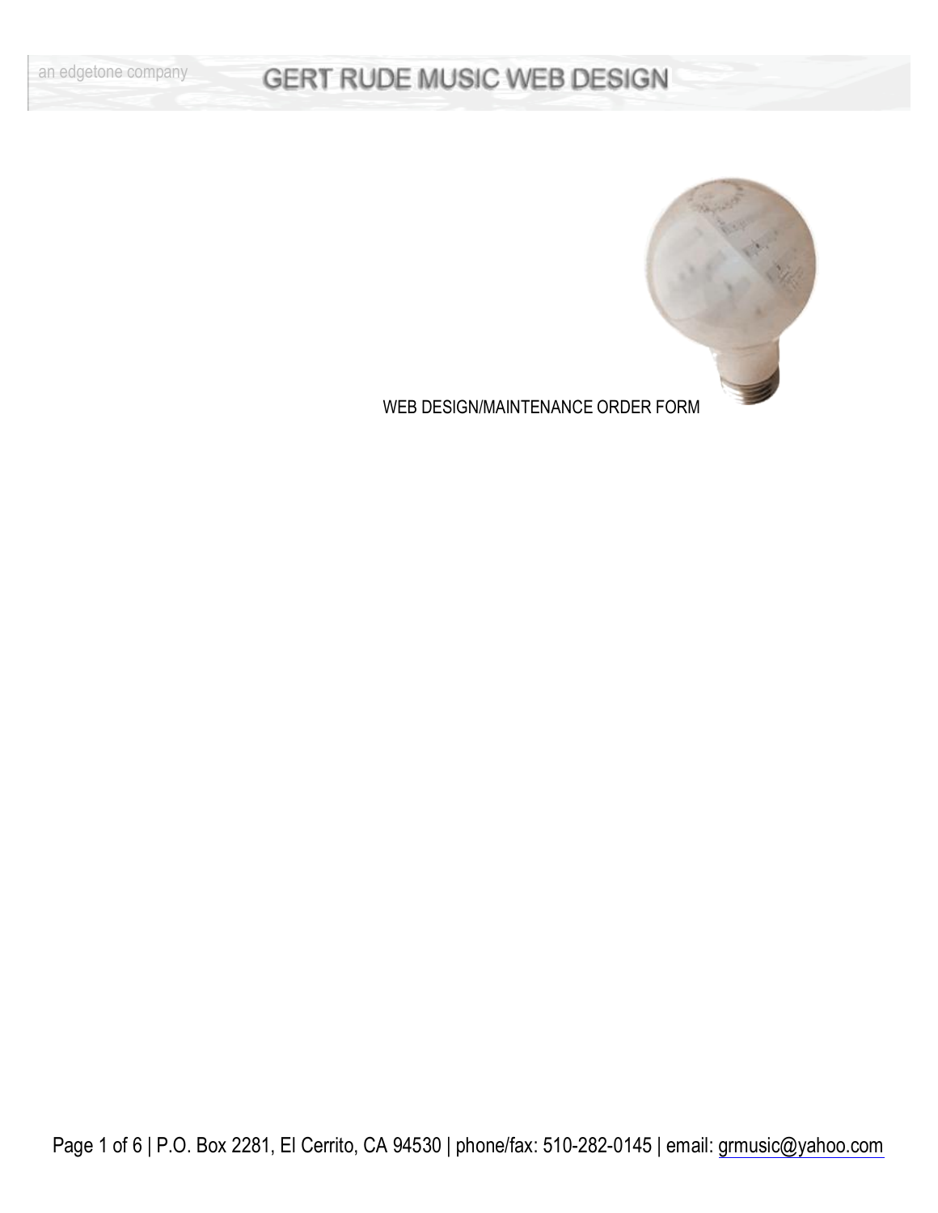an edgetone company

# GERT RUDE MUSIC WEB DESIGN

WEB DESIGN/MAINTENANCE ORDER FORM

P.O. Box 2281, El Cerrito, CA 94530 | phone/fax: 510-282-0145 | email: grmusic@yahoo.com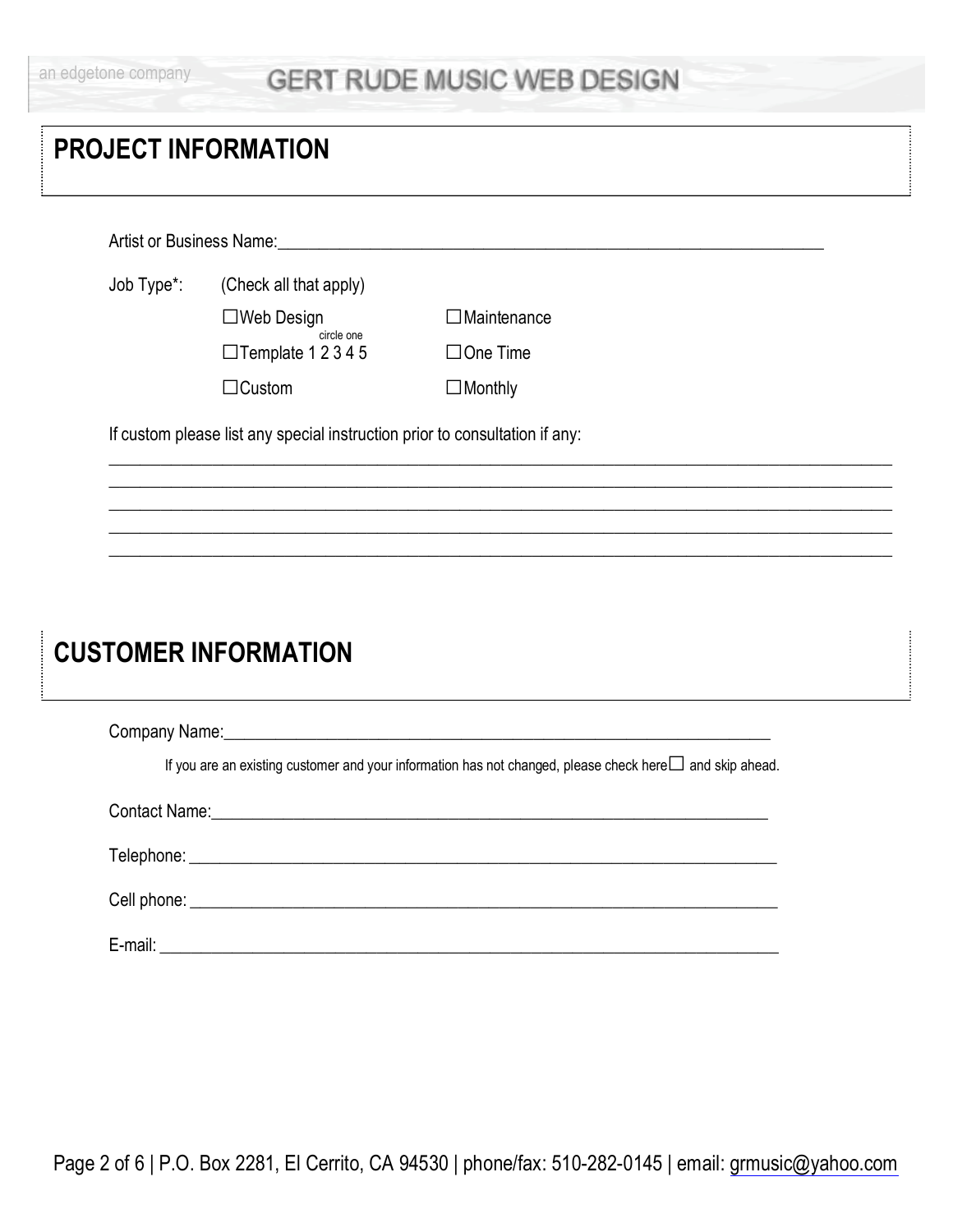## PROJECT INFORMATION

Artist or Business Name:_______________________________________________________________

Job Type*: (Check all that apply)

| | |
|---|---|
| ☐Web Design | ☐Maintenance |
| ☐Template 1 2 3 4 5 (circle one) | ☐One Time |
| ☐Custom | ☐Monthly |

If custom please list any special instruction prior to consultation if any:

___________________________________________________________________________________________
___________________________________________________________________________________________
___________________________________________________________________________________________
___________________________________________________________________________________________
___________________________________________________________________________________________

## CUSTOMER INFORMATION

Company Name:_______________________________________________________________

If you are an existing customer and your information has not changed, please check here☐ and skip ahead.

Contact Name:_______________________________________________________________

Telephone: _______________________________________________________________

Cell phone: _______________________________________________________________

E-mail: _______________________________________________________________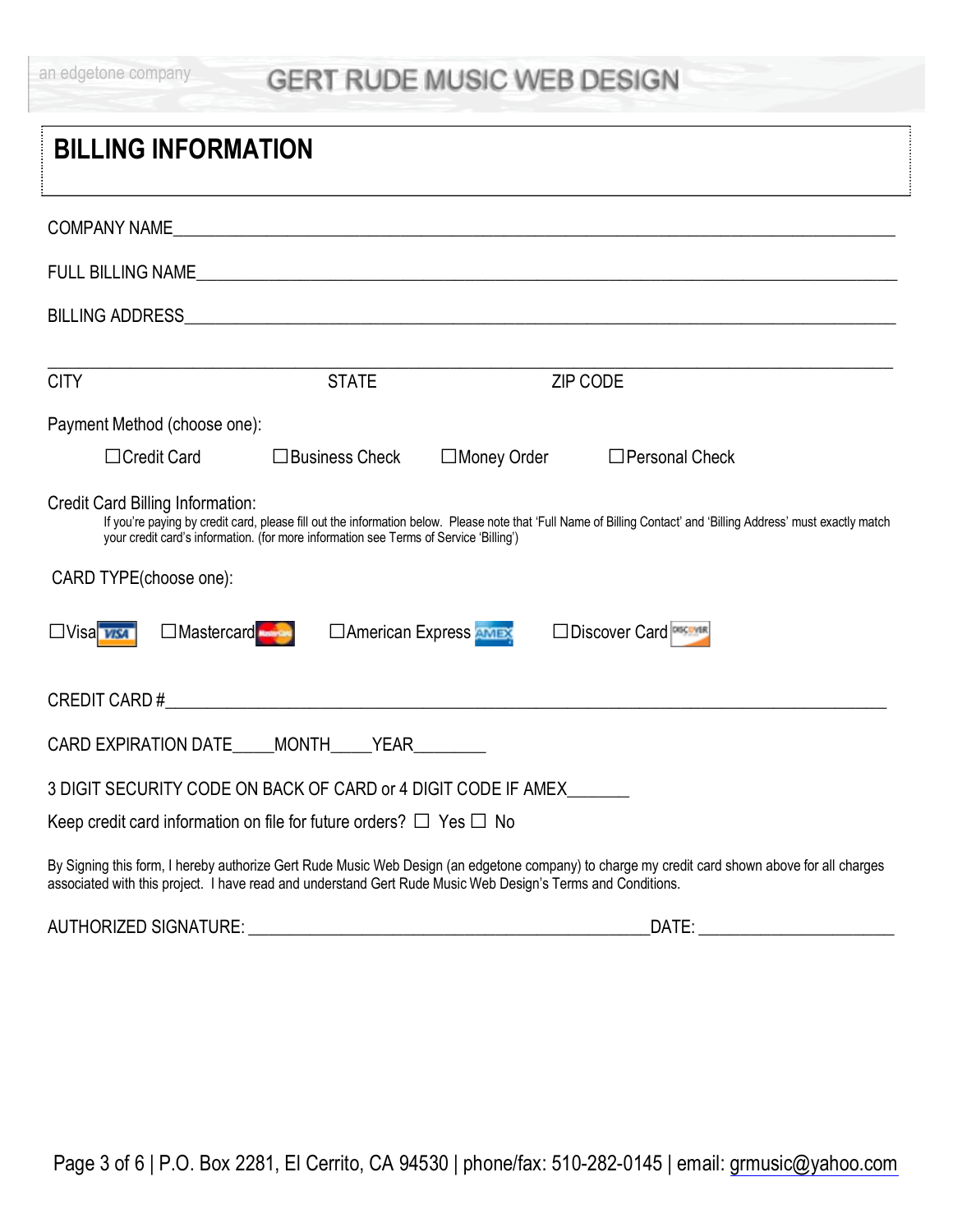# BILLING INFORMATION

COMPANY NAME_______________________________________________________________________________

FULL BILLING NAME___________________________________________________________________________

BILLING ADDRESS_____________________________________________________________________________

___________________________________________________________________________________________

CITY STATE ZIP CODE

Payment Method (choose one):

☐Credit Card ☐Business Check ☐Money Order ☐Personal Check

Credit Card Billing Information:

If you're paying by credit card, please fill out the information below. Please note that 'Full Name of Billing Contact' and 'Billing Address' must exactly match your credit card's information. (for more information see Terms of Service 'Billing')

CARD TYPE(choose one):

☐Visa ☐Mastercard ☐American Express ☐Discover Card

CREDIT CARD #______________________________________________________________________________

CARD EXPIRATION DATE_____MONTH_____YEAR________

3 DIGIT SECURITY CODE ON BACK OF CARD or 4 DIGIT CODE IF AMEX_______

Keep credit card information on file for future orders? ☐ Yes ☐ No

By Signing this form, I hereby authorize Gert Rude Music Web Design (an edgetone company) to charge my credit card shown above for all charges associated with this project. I have read and understand Gert Rude Music Web Design's Terms and Conditions.

AUTHORIZED SIGNATURE: _______________________________________________DATE: ______________________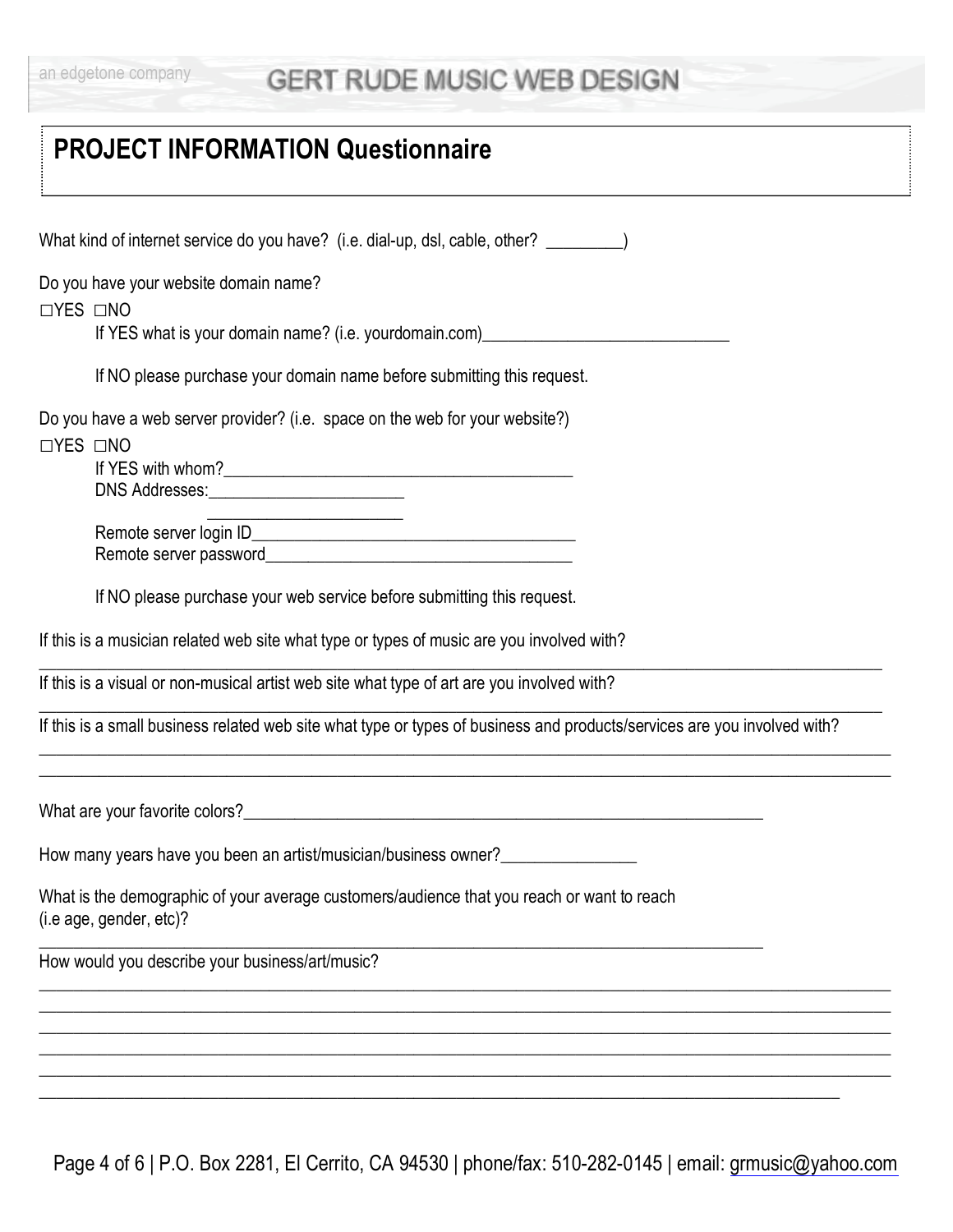an edgetone company

# GERT RUDE MUSIC WEB DESIGN

## PROJECT INFORMATION Questionnaire

What kind of internet service do you have? (i.e. dial-up, dsl, cable, other? _________)

Do you have your website domain name?

☐YES ☐NO

If YES what is your domain name? (i.e. yourdomain.com)_____________________________

If NO please purchase your domain name before submitting this request.

Do you have a web server provider? (i.e. space on the web for your website?)

☐YES ☐NO

If YES with whom?_________________________________________

DNS Addresses:_______________________

_______________________

Remote server login ID_______________________________________

Remote server password____________________________________

If NO please purchase your web service before submitting this request.

If this is a musician related web site what type or types of music are you involved with?

_____________________________________________________________________________________________

If this is a visual or non-musical artist web site what type of art are you involved with?

_____________________________________________________________________________________________

If this is a small business related web site what type or types of business and products/services are you involved with?

_____________________________________________________________________________________________

_____________________________________________________________________________________________

What are your favorite colors?_______________________________________________________________

How many years have you been an artist/musician/business owner?________________

What is the demographic of your average customers/audience that you reach or want to reach (i.e age, gender, etc)?

_____________________________________________________________________________________________

How would you describe your business/art/music?

_____________________________________________________________________________________________

_____________________________________________________________________________________________

_____________________________________________________________________________________________

_____________________________________________________________________________________________

_____________________________________________________________________________________________

_____________________________________________________________________________________________

P.O. Box 2281, El Cerrito, CA 94530 | phone/fax: 510-282-0145 | email: grmusic@yahoo.com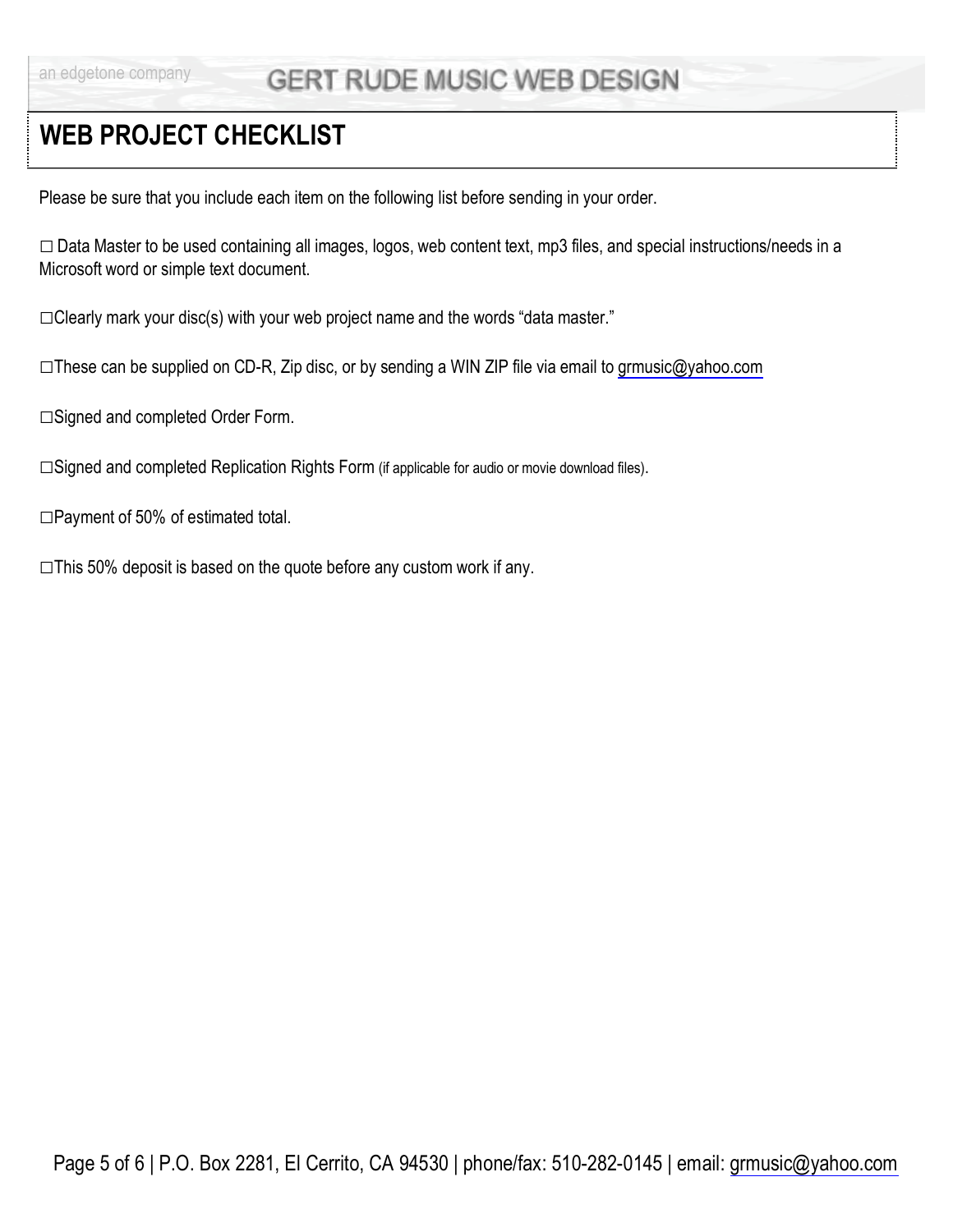# WEB PROJECT CHECKLIST

Please be sure that you include each item on the following list before sending in your order.

☐ Data Master to be used containing all images, logos, web content text, mp3 files, and special instructions/needs in a Microsoft word or simple text document.

☐Clearly mark your disc(s) with your web project name and the words "data master."

☐These can be supplied on CD-R, Zip disc, or by sending a WIN ZIP file via email to grmusic@yahoo.com

☐Signed and completed Order Form.

☐Signed and completed Replication Rights Form (if applicable for audio or movie download files).

☐Payment of 50% of estimated total.

☐This 50% deposit is based on the quote before any custom work if any.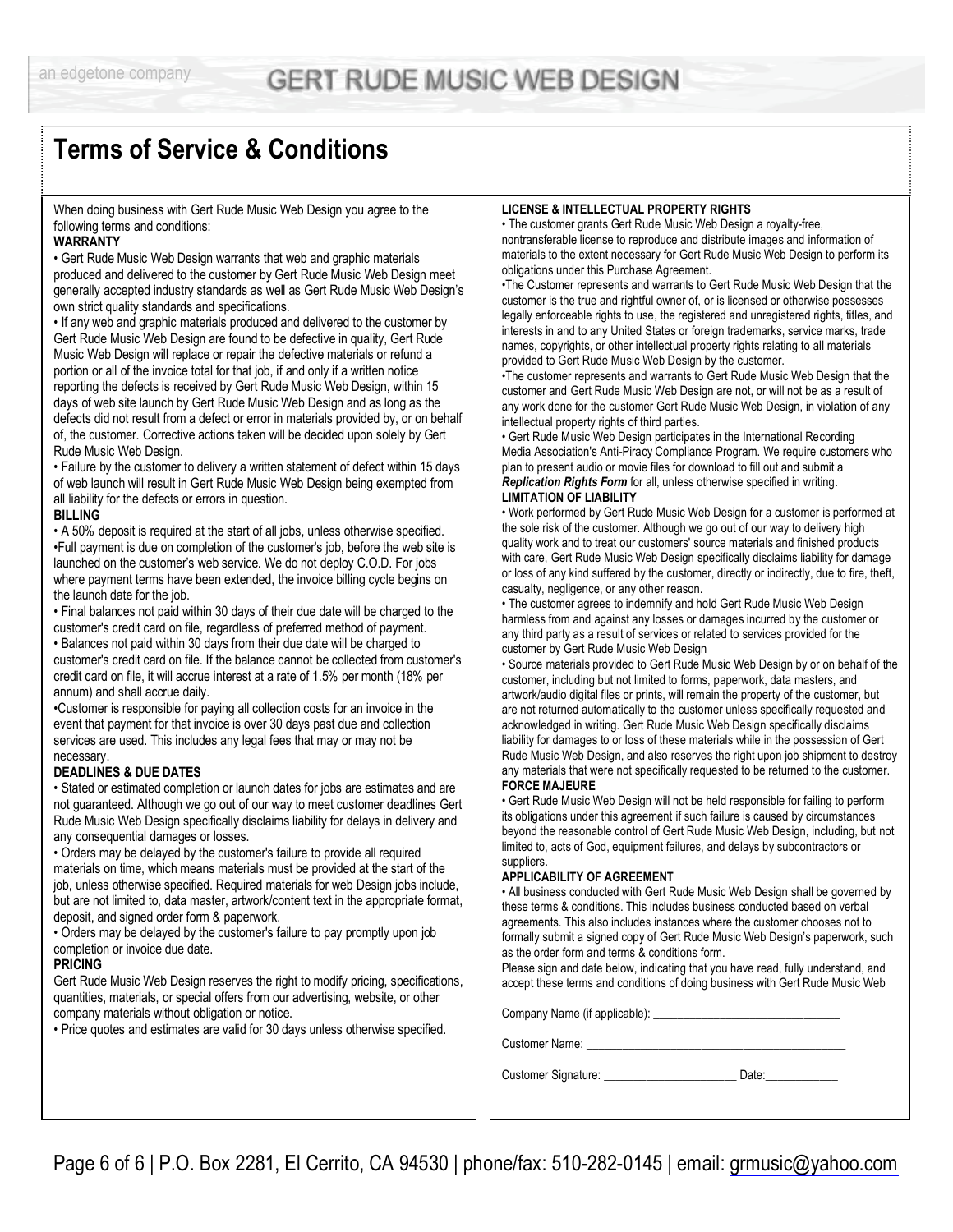# Terms of Service & Conditions

When doing business with Gert Rude Music Web Design you agree to the following terms and conditions:

**WARRANTY**

• Gert Rude Music Web Design warrants that web and graphic materials produced and delivered to the customer by Gert Rude Music Web Design meet generally accepted industry standards as well as Gert Rude Music Web Design's own strict quality standards and specifications.

• If any web and graphic materials produced and delivered to the customer by Gert Rude Music Web Design are found to be defective in quality, Gert Rude Music Web Design will replace or repair the defective materials or refund a portion or all of the invoice total for that job, if and only if a written notice reporting the defects is received by Gert Rude Music Web Design, within 15 days of web site launch by Gert Rude Music Web Design and as long as the defects did not result from a defect or error in materials provided by, or on behalf of, the customer. Corrective actions taken will be decided upon solely by Gert Rude Music Web Design.

• Failure by the customer to delivery a written statement of defect within 15 days of web launch will result in Gert Rude Music Web Design being exempted from all liability for the defects or errors in question.

**BILLING**

• A 50% deposit is required at the start of all jobs, unless otherwise specified.

•Full payment is due on completion of the customer's job, before the web site is launched on the customer's web service. We do not deploy C.O.D. For jobs where payment terms have been extended, the invoice billing cycle begins on the launch date for the job.

• Final balances not paid within 30 days of their due date will be charged to the customer's credit card on file, regardless of preferred method of payment.

• Balances not paid within 30 days from their due date will be charged to customer's credit card on file. If the balance cannot be collected from customer's credit card on file, it will accrue interest at a rate of 1.5% per month (18% per annum) and shall accrue daily.

•Customer is responsible for paying all collection costs for an invoice in the event that payment for that invoice is over 30 days past due and collection services are used. This includes any legal fees that may or may not be necessary.

**DEADLINES & DUE DATES**

• Stated or estimated completion or launch dates for jobs are estimates and are not guaranteed. Although we go out of our way to meet customer deadlines Gert Rude Music Web Design specifically disclaims liability for delays in delivery and any consequential damages or losses.

• Orders may be delayed by the customer's failure to provide all required materials on time, which means materials must be provided at the start of the job, unless otherwise specified. Required materials for web Design jobs include, but are not limited to, data master, artwork/content text in the appropriate format, deposit, and signed order form & paperwork.

• Orders may be delayed by the customer's failure to pay promptly upon job completion or invoice due date.

**PRICING**

Gert Rude Music Web Design reserves the right to modify pricing, specifications, quantities, materials, or special offers from our advertising, website, or other company materials without obligation or notice.

• Price quotes and estimates are valid for 30 days unless otherwise specified.

**LICENSE & INTELLECTUAL PROPERTY RIGHTS**

• The customer grants Gert Rude Music Web Design a royalty-free, nontransferable license to reproduce and distribute images and information of materials to the extent necessary for Gert Rude Music Web Design to perform its obligations under this Purchase Agreement.

•The Customer represents and warrants to Gert Rude Music Web Design that the customer is the true and rightful owner of, or is licensed or otherwise possesses legally enforceable rights to use, the registered and unregistered rights, titles, and interests in and to any United States or foreign trademarks, service marks, trade names, copyrights, or other intellectual property rights relating to all materials provided to Gert Rude Music Web Design by the customer.

•The customer represents and warrants to Gert Rude Music Web Design that the customer and Gert Rude Music Web Design are not, or will not be as a result of any work done for the customer Gert Rude Music Web Design, in violation of any intellectual property rights of third parties.

• Gert Rude Music Web Design participates in the International Recording Media Association's Anti-Piracy Compliance Program. We require customers who plan to present audio or movie files for download to fill out and submit a ***Replication Rights Form*** for all, unless otherwise specified in writing.

**LIMITATION OF LIABILITY**

• Work performed by Gert Rude Music Web Design for a customer is performed at the sole risk of the customer. Although we go out of our way to delivery high quality work and to treat our customers' source materials and finished products with care, Gert Rude Music Web Design specifically disclaims liability for damage or loss of any kind suffered by the customer, directly or indirectly, due to fire, theft, casualty, negligence, or any other reason.

• The customer agrees to indemnify and hold Gert Rude Music Web Design harmless from and against any losses or damages incurred by the customer or any third party as a result of services or related to services provided for the customer by Gert Rude Music Web Design

• Source materials provided to Gert Rude Music Web Design by or on behalf of the customer, including but not limited to forms, paperwork, data masters, and artwork/audio digital files or prints, will remain the property of the customer, but are not returned automatically to the customer unless specifically requested and acknowledged in writing. Gert Rude Music Web Design specifically disclaims liability for damages to or loss of these materials while in the possession of Gert Rude Music Web Design, and also reserves the right upon job shipment to destroy any materials that were not specifically requested to be returned to the customer.

**FORCE MAJEURE**

• Gert Rude Music Web Design will not be held responsible for failing to perform its obligations under this agreement if such failure is caused by circumstances beyond the reasonable control of Gert Rude Music Web Design, including, but not limited to, acts of God, equipment failures, and delays by subcontractors or suppliers.

**APPLICABILITY OF AGREEMENT**

• All business conducted with Gert Rude Music Web Design shall be governed by these terms & conditions. This includes business conducted based on verbal agreements. This also includes instances where the customer chooses not to formally submit a signed copy of Gert Rude Music Web Design's paperwork, such as the order form and terms & conditions form.

Please sign and date below, indicating that you have read, fully understand, and accept these terms and conditions of doing business with Gert Rude Music Web

Company Name (if applicable): ______________________________

Customer Name: ____________________________________________

Customer Signature: ______________________ Date:____________